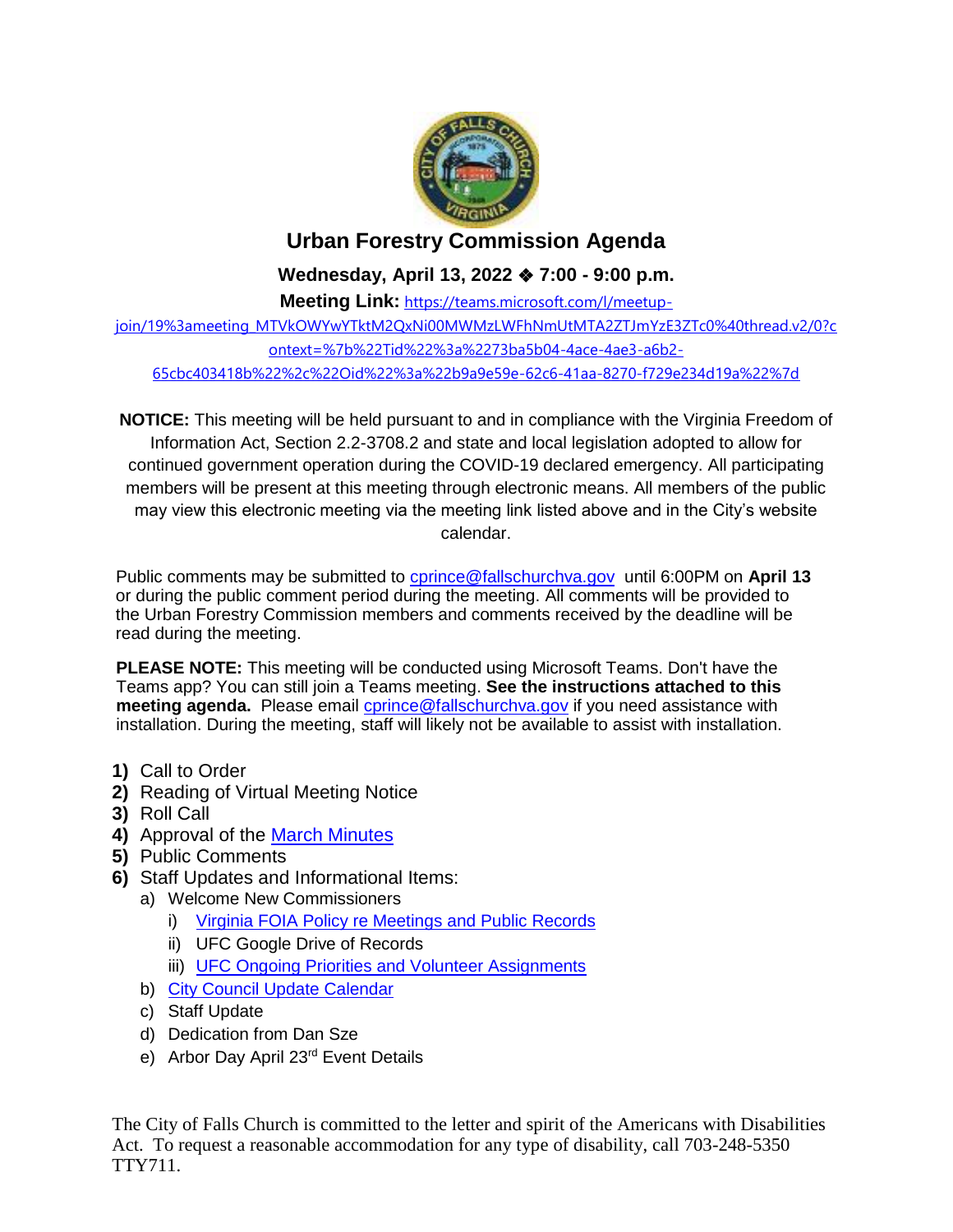# Urban Forestry Commission Agenda

**Wednesday, April 13, 2022 ❖ 7:00 - 9:00 p.m.**

**Meeting Link:** https://teams.microsoft.com/l/meetup-join/19%3ameeting_MTVkOWYwYTktM2QxNi00MWMzLWFhNmUtMTA2ZTJmYzE3ZTc0%40thread.v2/0?context=%7b%22Tid%22%3a%2273ba5b04-4ace-4ae3-a6b2-65cbc403418b%22%2c%22Oid%22%3a%22b9a9e59e-62c6-41aa-8270-f729e234d19a%22%7d

**NOTICE:** This meeting will be held pursuant to and in compliance with the Virginia Freedom of Information Act, Section 2.2-3708.2 and state and local legislation adopted to allow for continued government operation during the COVID-19 declared emergency. All participating members will be present at this meeting through electronic means. All members of the public may view this electronic meeting via the meeting link listed above and in the City's website calendar.

Public comments may be submitted to cprince@fallschurchva.gov until 6:00PM on **April 13** or during the public comment period during the meeting. All comments will be provided to the Urban Forestry Commission members and comments received by the deadline will be read during the meeting.

**PLEASE NOTE:** This meeting will be conducted using Microsoft Teams. Don't have the Teams app? You can still join a Teams meeting. **See the instructions attached to this meeting agenda.** Please email cprince@fallschurchva.gov if you need assistance with installation. During the meeting, staff will likely not be available to assist with installation.

1) Call to Order
2) Reading of Virtual Meeting Notice
3) Roll Call
4) Approval of the March Minutes
5) Public Comments
6) Staff Updates and Informational Items:
   a) Welcome New Commissioners
      i) Virginia FOIA Policy re Meetings and Public Records
      ii) UFC Google Drive of Records
      iii) UFC Ongoing Priorities and Volunteer Assignments
   b) City Council Update Calendar
   c) Staff Update
   d) Dedication from Dan Sze
   e) Arbor Day April 23rd Event Details

The City of Falls Church is committed to the letter and spirit of the Americans with Disabilities Act. To request a reasonable accommodation for any type of disability, call 703-248-5350 TTY711.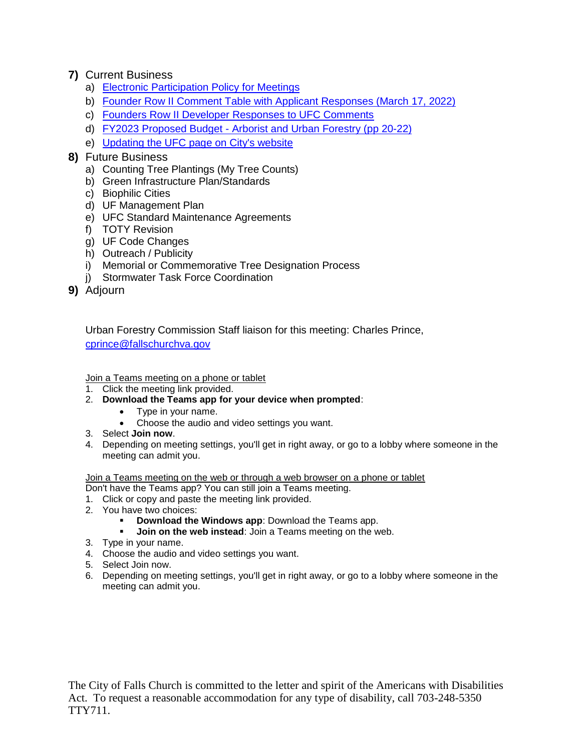7) Current Business
   a) Electronic Participation Policy for Meetings
   b) Founder Row II Comment Table with Applicant Responses (March 17, 2022)
   c) Founders Row II Developer Responses to UFC Comments
   d) FY2023 Proposed Budget - Arborist and Urban Forestry (pp 20-22)
   e) Updating the UFC page on City's website

8) Future Business
   a) Counting Tree Plantings (My Tree Counts)
   b) Green Infrastructure Plan/Standards
   c) Biophilic Cities
   d) UF Management Plan
   e) UFC Standard Maintenance Agreements
   f) TOTY Revision
   g) UF Code Changes
   h) Outreach / Publicity
   i) Memorial or Commemorative Tree Designation Process
   j) Stormwater Task Force Coordination

9) Adjourn

Urban Forestry Commission Staff liaison for this meeting: Charles Prince, cprince@fallschurchva.gov

Join a Teams meeting on a phone or tablet

1. Click the meeting link provided.
2. **Download the Teams app for your device when prompted**:
   - Type in your name.
   - Choose the audio and video settings you want.
3. Select **Join now**.
4. Depending on meeting settings, you'll get in right away, or go to a lobby where someone in the meeting can admit you.

Join a Teams meeting on the web or through a web browser on a phone or tablet

Don't have the Teams app? You can still join a Teams meeting.

1. Click or copy and paste the meeting link provided.
2. You have two choices:
   - **Download the Windows app**: Download the Teams app.
   - **Join on the web instead**: Join a Teams meeting on the web.
3. Type in your name.
4. Choose the audio and video settings you want.
5. Select Join now.
6. Depending on meeting settings, you'll get in right away, or go to a lobby where someone in the meeting can admit you.

The City of Falls Church is committed to the letter and spirit of the Americans with Disabilities Act. To request a reasonable accommodation for any type of disability, call 703-248-5350 TTY711.